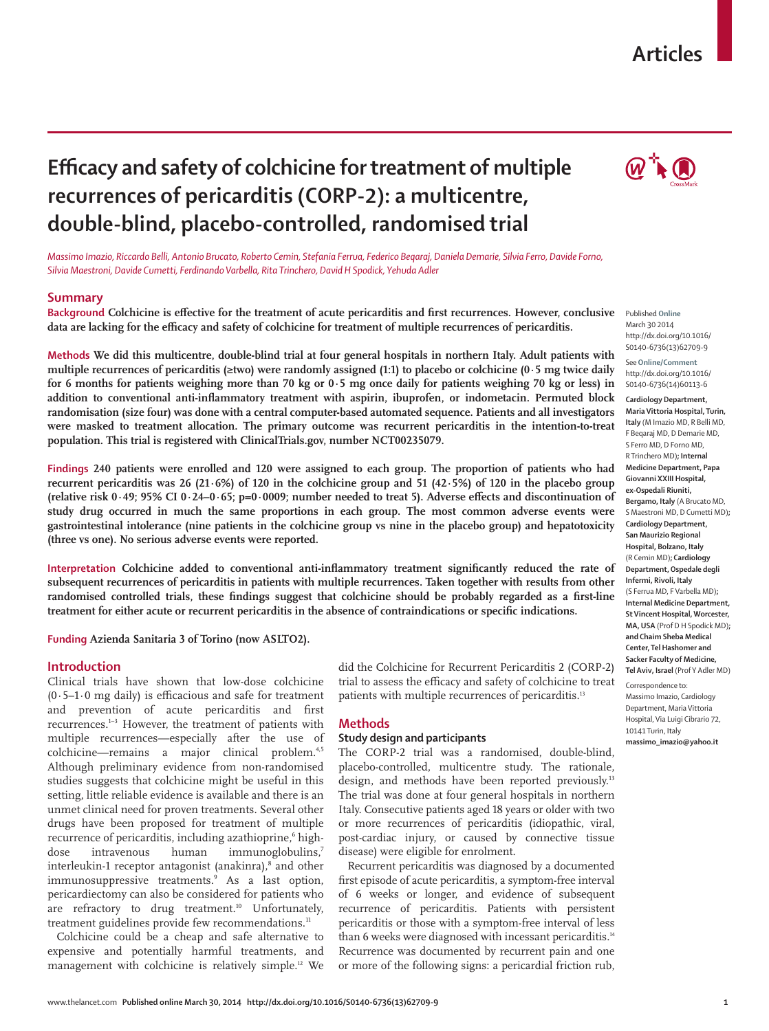Articles

# Efficacy and safety of colchicine for treatment of multiple recurrences of pericarditis (CORP-2): a multicentre, double-blind, placebo-controlled, randomised trial

*Massimo Imazio, Riccardo Belli, Antonio Brucato, Roberto Cemin, Stefania Ferrua, Federico Beqaraj, Daniela Demarie, Silvia Ferro, Davide Forno, Silvia Maestroni, Davide Cumetti, Ferdinando Varbella, Rita Trinchero, David H Spodick, Yehuda Adler*

## Summary

**Background** Colchicine is effective for the treatment of acute pericarditis and first recurrences. However, conclusive data are lacking for the efficacy and safety of colchicine for treatment of multiple recurrences of pericarditis.

**Methods** We did this multicentre, double-blind trial at four general hospitals in northern Italy. Adult patients with multiple recurrences of pericarditis (≥two) were randomly assigned (1:1) to placebo or colchicine (0·5 mg twice daily for 6 months for patients weighing more than 70 kg or 0·5 mg once daily for patients weighing 70 kg or less) in addition to conventional anti-inflammatory treatment with aspirin, ibuprofen, or indometacin. Permuted block randomisation (size four) was done with a central computer-based automated sequence. Patients and all investigators were masked to treatment allocation. The primary outcome was recurrent pericarditis in the intention-to-treat population. This trial is registered with ClinicalTrials.gov, number NCT00235079.

**Findings** 240 patients were enrolled and 120 were assigned to each group. The proportion of patients who had recurrent pericarditis was 26 (21·6%) of 120 in the colchicine group and 51 (42·5%) of 120 in the placebo group (relative risk 0·49; 95% CI 0·24–0·65; p=0·0009; number needed to treat 5). Adverse effects and discontinuation of study drug occurred in much the same proportions in each group. The most common adverse events were gastrointestinal intolerance (nine patients in the colchicine group vs nine in the placebo group) and hepatotoxicity (three vs one). No serious adverse events were reported.

**Interpretation** Colchicine added to conventional anti-inflammatory treatment significantly reduced the rate of subsequent recurrences of pericarditis in patients with multiple recurrences. Taken together with results from other randomised controlled trials, these findings suggest that colchicine should be probably regarded as a first-line treatment for either acute or recurrent pericarditis in the absence of contraindications or specific indications.

**Funding** Azienda Sanitaria 3 of Torino (now ASLTO2).

Published **Online** March 30 2014 http://dx.doi.org/10.1016/S0140-6736(13)62709-9

See **Online/Comment** http://dx.doi.org/10.1016/S0140-6736(14)60113-6

**Cardiology Department, Maria Vittoria Hospital, Turin, Italy** (M Imazio MD, R Belli MD, F Beqaraj MD, D Demarie MD, S Ferro MD, D Forno MD, R Trinchero MD)**; Internal Medicine Department, Papa Giovanni XXIII Hospital, ex-Ospedali Riuniti, Bergamo, Italy** (A Brucato MD, S Maestroni MD, D Cumetti MD)**; Cardiology Department, San Maurizio Regional Hospital, Bolzano, Italy** (R Cemin MD)**; Cardiology Department, Ospedale degli Infermi, Rivoli, Italy** (S Ferrua MD, F Varbella MD)**; Internal Medicine Department, St Vincent Hospital, Worcester, MA, USA** (Prof D H Spodick MD)**; and Chaim Sheba Medical Center, Tel Hashomer and Sacker Faculty of Medicine, Tel Aviv, Israel** (Prof Y Adler MD)

Correspondence to: Massimo Imazio, Cardiology Department, Maria Vittoria Hospital, Via Luigi Cibrario 72, 10141 Turin, Italy **massimo_imazio@yahoo.it**

## Introduction

Clinical trials have shown that low-dose colchicine (0·5–1·0 mg daily) is efficacious and safe for treatment and prevention of acute pericarditis and first recurrences.[1–3] However, the treatment of patients with multiple recurrences—especially after the use of colchicine—remains a major clinical problem.[4,5] Although preliminary evidence from non-randomised studies suggests that colchicine might be useful in this setting, little reliable evidence is available and there is an unmet clinical need for proven treatments. Several other drugs have been proposed for treatment of multiple recurrence of pericarditis, including azathioprine,[6] high-dose intravenous human immunoglobulins,[7] interleukin-1 receptor antagonist (anakinra),[8] and other immunosuppressive treatments.[9] As a last option, pericardiectomy can also be considered for patients who are refractory to drug treatment.[10] Unfortunately, treatment guidelines provide few recommendations.[11]

Colchicine could be a cheap and safe alternative to expensive and potentially harmful treatments, and management with colchicine is relatively simple.[12] We did the Colchicine for Recurrent Pericarditis 2 (CORP-2) trial to assess the efficacy and safety of colchicine to treat patients with multiple recurrences of pericarditis.[13]

## Methods

### Study design and participants

The CORP-2 trial was a randomised, double-blind, placebo-controlled, multicentre study. The rationale, design, and methods have been reported previously.[13] The trial was done at four general hospitals in northern Italy. Consecutive patients aged 18 years or older with two or more recurrences of pericarditis (idiopathic, viral, post-cardiac injury, or caused by connective tissue disease) were eligible for enrolment.

Recurrent pericarditis was diagnosed by a documented first episode of acute pericarditis, a symptom-free interval of 6 weeks or longer, and evidence of subsequent recurrence of pericarditis. Patients with persistent pericarditis or those with a symptom-free interval of less than 6 weeks were diagnosed with incessant pericarditis.[14] Recurrence was documented by recurrent pain and one or more of the following signs: a pericardial friction rub,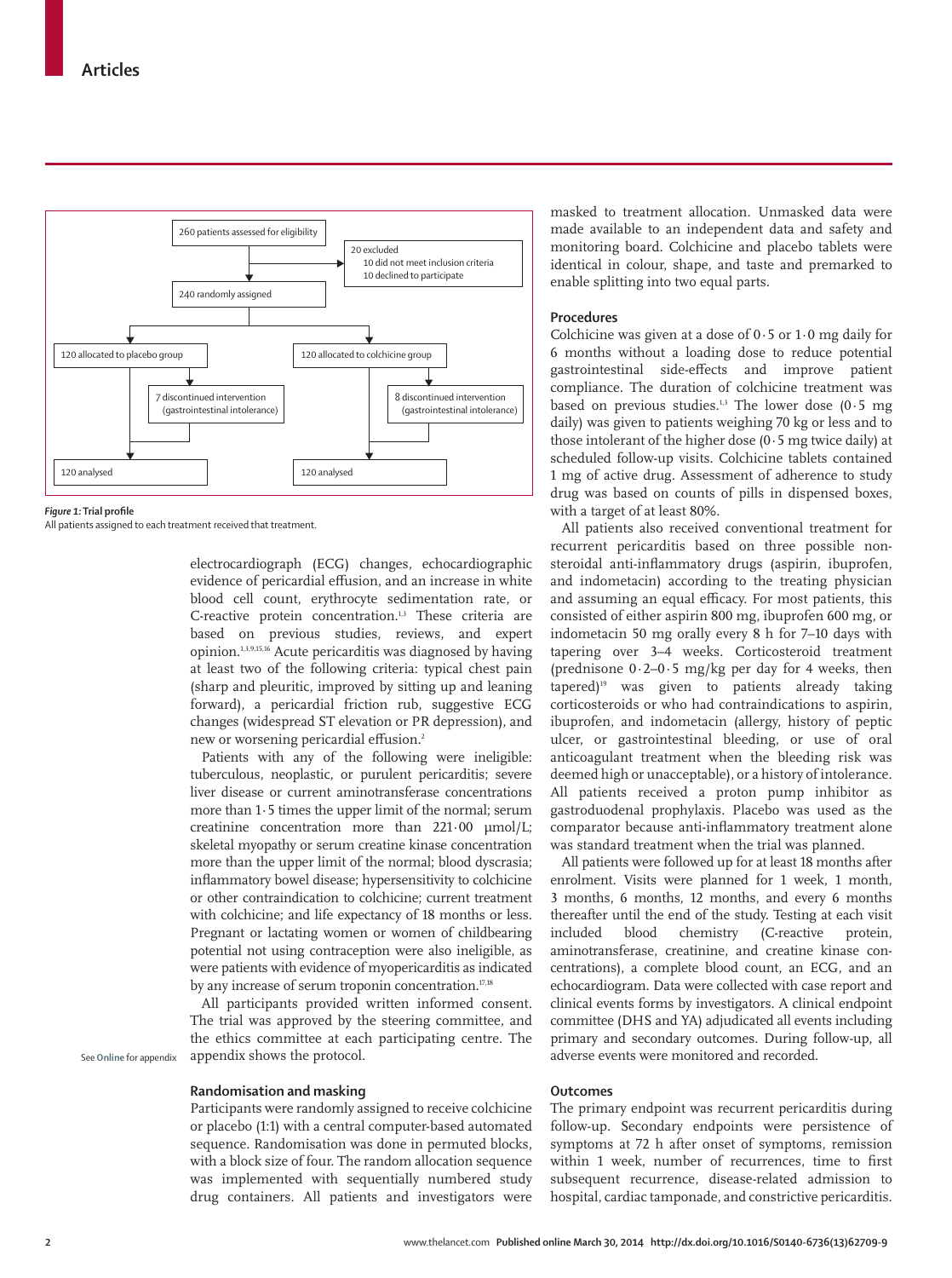260 patients assessed for eligibility

20 excluded
- 10 did not meet inclusion criteria
- 10 declined to participate

240 randomly assigned

| Placebo group | Colchicine group |
|---|---|
| 120 allocated to placebo group | 120 allocated to colchicine group |
| 7 discontinued intervention (gastrointestinal intolerance) | 8 discontinued intervention (gastrointestinal intolerance) |
| 120 analysed | 120 analysed |

*Figure 1:* **Trial profile**
All patients assigned to each treatment received that treatment.

electrocardiograph (ECG) changes, echocardiographic evidence of pericardial effusion, and an increase in white blood cell count, erythrocyte sedimentation rate, or C-reactive protein concentration.[1,3] These criteria are based on previous studies, reviews, and expert opinion.[1,3,9,15,16] Acute pericarditis was diagnosed by having at least two of the following criteria: typical chest pain (sharp and pleuritic, improved by sitting up and leaning forward), a pericardial friction rub, suggestive ECG changes (widespread ST elevation or PR depression), and new or worsening pericardial effusion.[2]

Patients with any of the following were ineligible: tuberculous, neoplastic, or purulent pericarditis; severe liver disease or current aminotransferase concentrations more than 1·5 times the upper limit of the normal; serum creatinine concentration more than 221·00 μmol/L; skeletal myopathy or serum creatine kinase concentration more than the upper limit of the normal; blood dyscrasia; inflammatory bowel disease; hypersensitivity to colchicine or other contraindication to colchicine; current treatment with colchicine; and life expectancy of 18 months or less. Pregnant or lactating women or women of childbearing potential not using contraception were also ineligible, as were patients with evidence of myopericarditis as indicated by any increase of serum troponin concentration.[17,18]

All participants provided written informed consent. The trial was approved by the steering committee, and the ethics committee at each participating centre. The appendix shows the protocol.

See **Online** for appendix

## Randomisation and masking

Participants were randomly assigned to receive colchicine or placebo (1:1) with a central computer-based automated sequence. Randomisation was done in permuted blocks, with a block size of four. The random allocation sequence was implemented with sequentially numbered study drug containers. All patients and investigators were masked to treatment allocation. Unmasked data were made available to an independent data and safety and monitoring board. Colchicine and placebo tablets were identical in colour, shape, and taste and premarked to enable splitting into two equal parts.

## Procedures

Colchicine was given at a dose of 0·5 or 1·0 mg daily for 6 months without a loading dose to reduce potential gastrointestinal side-effects and improve patient compliance. The duration of colchicine treatment was based on previous studies.[1,3] The lower dose (0·5 mg daily) was given to patients weighing 70 kg or less and to those intolerant of the higher dose (0·5 mg twice daily) at scheduled follow-up visits. Colchicine tablets contained 1 mg of active drug. Assessment of adherence to study drug was based on counts of pills in dispensed boxes, with a target of at least 80%.

All patients also received conventional treatment for recurrent pericarditis based on three possible non-steroidal anti-inflammatory drugs (aspirin, ibuprofen, and indometacin) according to the treating physician and assuming an equal efficacy. For most patients, this consisted of either aspirin 800 mg, ibuprofen 600 mg, or indometacin 50 mg orally every 8 h for 7–10 days with tapering over 3–4 weeks. Corticosteroid treatment (prednisone 0·2–0·5 mg/kg per day for 4 weeks, then tapered)[19] was given to patients already taking corticosteroids or who had contraindications to aspirin, ibuprofen, and indometacin (allergy, history of peptic ulcer, or gastrointestinal bleeding, or use of oral anticoagulant treatment when the bleeding risk was deemed high or unacceptable), or a history of intolerance. All patients received a proton pump inhibitor as gastroduodenal prophylaxis. Placebo was used as the comparator because anti-inflammatory treatment alone was standard treatment when the trial was planned.

All patients were followed up for at least 18 months after enrolment. Visits were planned for 1 week, 1 month, 3 months, 6 months, 12 months, and every 6 months thereafter until the end of the study. Testing at each visit included blood chemistry (C-reactive protein, aminotransferase, creatinine, and creatine kinase concentrations), a complete blood count, an ECG, and an echocardiogram. Data were collected with case report and clinical events forms by investigators. A clinical endpoint committee (DHS and YA) adjudicated all events including primary and secondary outcomes. During follow-up, all adverse events were monitored and recorded.

## Outcomes

The primary endpoint was recurrent pericarditis during follow-up. Secondary endpoints were persistence of symptoms at 72 h after onset of symptoms, remission within 1 week, number of recurrences, time to first subsequent recurrence, disease-related admission to hospital, cardiac tamponade, and constrictive pericarditis.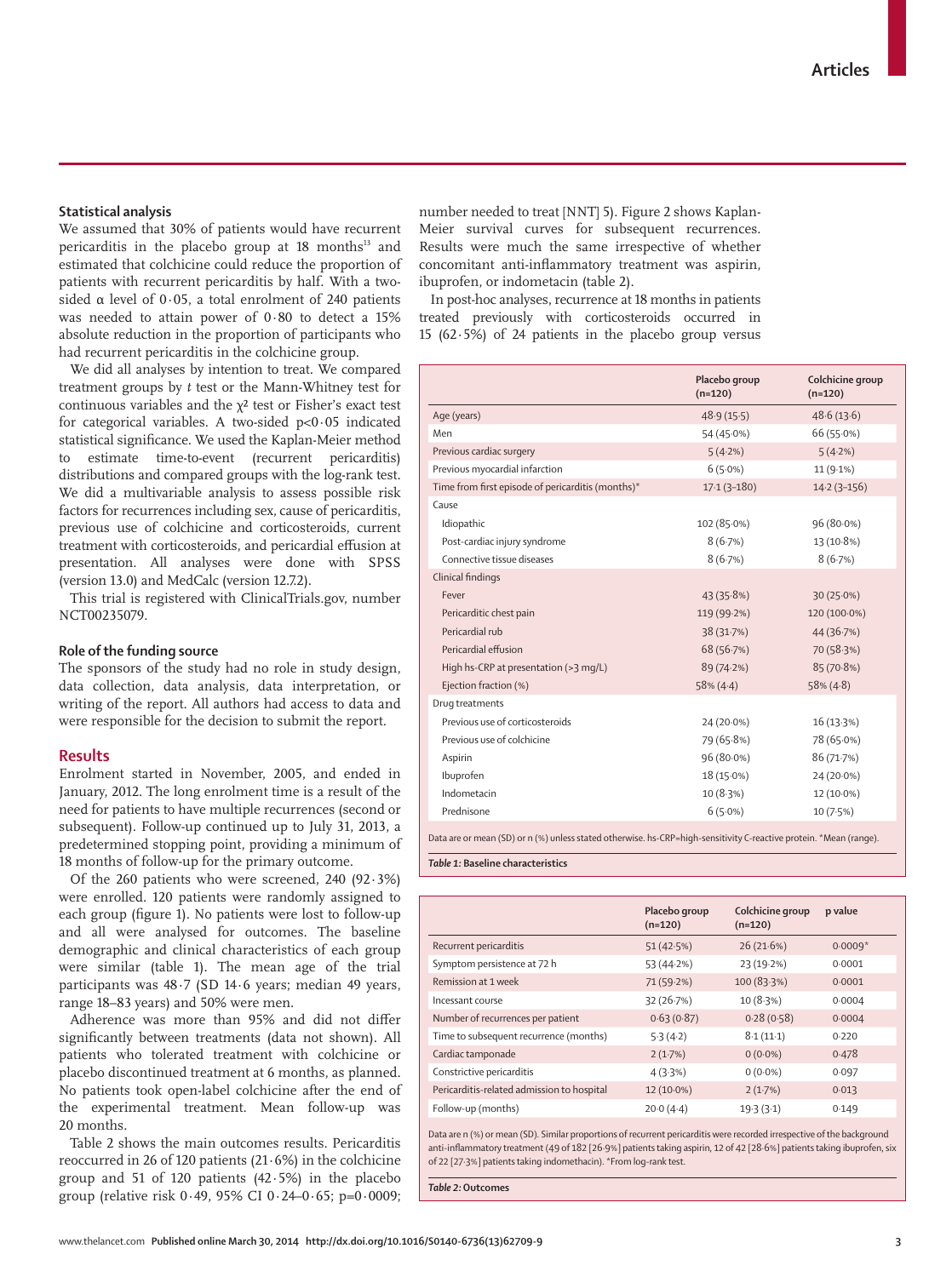### Statistical analysis

We assumed that 30% of patients would have recurrent pericarditis in the placebo group at 18 months[13] and estimated that colchicine could reduce the proportion of patients with recurrent pericarditis by half. With a two-sided α level of 0·05, a total enrolment of 240 patients was needed to attain power of 0·80 to detect a 15% absolute reduction in the proportion of participants who had recurrent pericarditis in the colchicine group.

We did all analyses by intention to treat. We compared treatment groups by *t* test or the Mann-Whitney test for continuous variables and the $\chi^2$ test or Fisher's exact test for categorical variables. A two-sided $p<0·05$ indicated statistical significance. We used the Kaplan-Meier method to estimate time-to-event (recurrent pericarditis) distributions and compared groups with the log-rank test. We did a multivariable analysis to assess possible risk factors for recurrences including sex, cause of pericarditis, previous use of colchicine and corticosteroids, current treatment with corticosteroids, and pericardial effusion at presentation. All analyses were done with SPSS (version 13.0) and MedCalc (version 12.7.2).

This trial is registered with ClinicalTrials.gov, number NCT00235079.

### Role of the funding source

The sponsors of the study had no role in study design, data collection, data analysis, data interpretation, or writing of the report. All authors had access to data and were responsible for the decision to submit the report.

## Results

Enrolment started in November, 2005, and ended in January, 2012. The long enrolment time is a result of the need for patients to have multiple recurrences (second or subsequent). Follow-up continued up to July 31, 2013, a predetermined stopping point, providing a minimum of 18 months of follow-up for the primary outcome.

Of the 260 patients who were screened, 240 (92·3%) were enrolled. 120 patients were randomly assigned to each group (figure 1). No patients were lost to follow-up and all were analysed for outcomes. The baseline demographic and clinical characteristics of each group were similar (table 1). The mean age of the trial participants was 48·7 (SD 14·6 years; median 49 years, range 18–83 years) and 50% were men.

Adherence was more than 95% and did not differ significantly between treatments (data not shown). All patients who tolerated treatment with colchicine or placebo discontinued treatment at 6 months, as planned. No patients took open-label colchicine after the end of the experimental treatment. Mean follow-up was 20 months.

Table 2 shows the main outcomes results. Pericarditis reoccurred in 26 of 120 patients (21·6%) in the colchicine group and 51 of 120 patients (42·5%) in the placebo group (relative risk 0·49, 95% CI 0·24–0·65; p=0·0009; number needed to treat [NNT] 5). Figure 2 shows Kaplan-Meier survival curves for subsequent recurrences. Results were much the same irrespective of whether concomitant anti-inflammatory treatment was aspirin, ibuprofen, or indometacin (table 2).

In post-hoc analyses, recurrence at 18 months in patients treated previously with corticosteroids occurred in 15 (62·5%) of 24 patients in the placebo group versus

| | Placebo group (n=120) | Colchicine group (n=120) |
|---|---|---|
| Age (years) | 48·9 (15·5) | 48·6 (13·6) |
| Men | 54 (45·0%) | 66 (55·0%) |
| Previous cardiac surgery | 5 (4·2%) | 5 (4·2%) |
| Previous myocardial infarction | 6 (5·0%) | 11 (9·1%) |
| Time from first episode of pericarditis (months)* | 17·1 (3–180) | 14·2 (3–156) |
| Cause | | |
| Idiopathic | 102 (85·0%) | 96 (80·0%) |
| Post-cardiac injury syndrome | 8 (6·7%) | 13 (10·8%) |
| Connective tissue diseases | 8 (6·7%) | 8 (6·7%) |
| Clinical findings | | |
| Fever | 43 (35·8%) | 30 (25·0%) |
| Pericarditic chest pain | 119 (99·2%) | 120 (100·0%) |
| Pericardial rub | 38 (31·7%) | 44 (36·7%) |
| Pericardial effusion | 68 (56·7%) | 70 (58·3%) |
| High hs-CRP at presentation (>3 mg/L) | 89 (74·2%) | 85 (70·8%) |
| Ejection fraction (%) | 58% (4·4) | 58% (4·8) |
| Drug treatments | | |
| Previous use of corticosteroids | 24 (20·0%) | 16 (13·3%) |
| Previous use of colchicine | 79 (65·8%) | 78 (65·0%) |
| Aspirin | 96 (80·0%) | 86 (71·7%) |
| Ibuprofen | 18 (15·0%) | 24 (20·0%) |
| Indometacin | 10 (8·3%) | 12 (10·0%) |
| Prednisone | 6 (5·0%) | 10 (7·5%) |

Data are or mean (SD) or n (%) unless stated otherwise. hs-CRP=high-sensitivity C-reactive protein. *Mean (range).

*Table 1:* **Baseline characteristics**

| | Placebo group (n=120) | Colchicine group (n=120) | p value |
|---|---|---|---|
| Recurrent pericarditis | 51 (42·5%) | 26 (21·6%) | 0·0009* |
| Symptom persistence at 72 h | 53 (44·2%) | 23 (19·2%) | 0·0001 |
| Remission at 1 week | 71 (59·2%) | 100 (83·3%) | 0·0001 |
| Incessant course | 32 (26·7%) | 10 (8·3%) | 0·0004 |
| Number of recurrences per patient | 0·63 (0·87) | 0·28 (0·58) | 0·0004 |
| Time to subsequent recurrence (months) | 5·3 (4·2) | 8·1 (11·1) | 0·220 |
| Cardiac tamponade | 2 (1·7%) | 0 (0·0%) | 0·478 |
| Constrictive pericarditis | 4 (3·3%) | 0 (0·0%) | 0·097 |
| Pericarditis-related admission to hospital | 12 (10·0%) | 2 (1·7%) | 0·013 |
| Follow-up (months) | 20·0 (4·4) | 19·3 (3·1) | 0·149 |

Data are n (%) or mean (SD). Similar proportions of recurrent pericarditis were recorded irrespective of the background anti-inflammatory treatment (49 of 182 [26·9%] patients taking aspirin, 12 of 42 [28·6%] patients taking ibuprofen, six of 22 [27·3%] patients taking indomethacin). *From log-rank test.

*Table 2:* **Outcomes**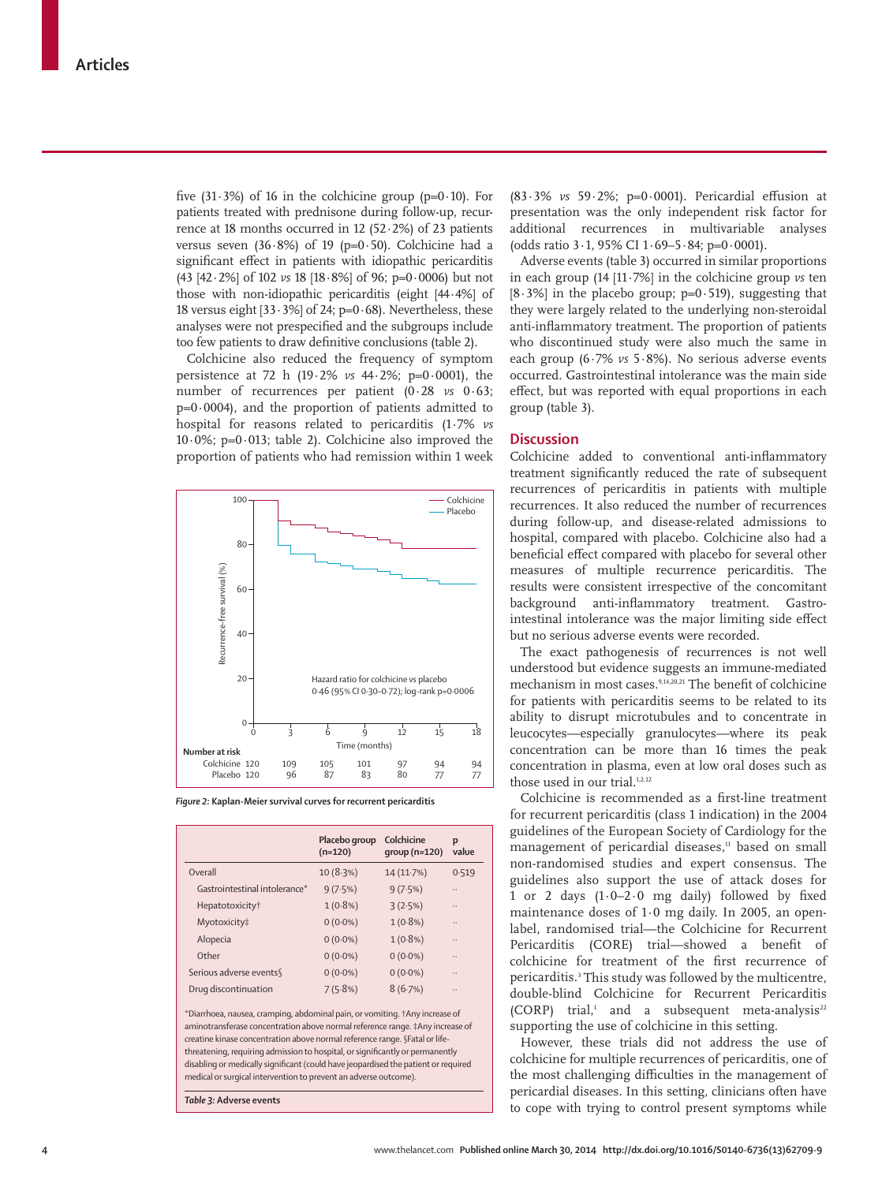five (31·3%) of 16 in the colchicine group (p=0·10). For patients treated with prednisone during follow-up, recurrence at 18 months occurred in 12 (52·2%) of 23 patients versus seven (36·8%) of 19 (p=0·50). Colchicine had a significant effect in patients with idiopathic pericarditis (43 [42·2%] of 102 *vs* 18 [18·8%] of 96; p=0·0006) but not those with non-idiopathic pericarditis (eight [44·4%] of 18 versus eight [33·3%] of 24; p=0·68). Nevertheless, these analyses were not prespecified and the subgroups include too few patients to draw definitive conclusions (table 2).

Colchicine also reduced the frequency of symptom persistence at 72 h (19·2% *vs* 44·2%; p=0·0001), the number of recurrences per patient (0·28 *vs* 0·63; p=0·0004), and the proportion of patients admitted to hospital for reasons related to pericarditis (1·7% *vs* 10·0%; p=0·013; table 2). Colchicine also improved the proportion of patients who had remission within 1 week (83·3% *vs* 59·2%; p=0·0001). Pericardial effusion at presentation was the only independent risk factor for additional recurrences in multivariable analyses (odds ratio 3·1, 95% CI 1·69–5·84; p=0·0001).

Adverse events (table 3) occurred in similar proportions in each group (14 [11·7%] in the colchicine group *vs* ten [8·3%] in the placebo group; p=0·519), suggesting that they were largely related to the underlying non-steroidal anti-inflammatory treatment. The proportion of patients who discontinued study were also much the same in each group (6·7% *vs* 5·8%). No serious adverse events occurred. Gastrointestinal intolerance was the main side effect, but was reported with equal proportions in each group (table 3).

Hazard ratio for colchicine *vs* placebo 0·46 (95% CI 0·30–0·72); log-rank p=0·0006

Number at risk

| Time (months) | 0 | 3 | 6 | 9 | 12 | 15 | 18 |
|---|---|---|---|---|---|---|---|
| Colchicine | 120 | 109 | 105 | 101 | 97 | 94 | 94 |
| Placebo | 120 | 96 | 87 | 83 | 80 | 77 | 77 |

***Figure 2:*** **Kaplan-Meier survival curves for recurrent pericarditis**

| | Placebo group (n=120) | Colchicine group (n=120) | p value |
|---|---|---|---|
| Overall | 10 (8·3%) | 14 (11·7%) | 0·519 |
| Gastrointestinal intolerance* | 9 (7·5%) | 9 (7·5%) | .. |
| Hepatotoxicity† | 1 (0·8%) | 3 (2·5%) | .. |
| Myotoxicity‡ | 0 (0·0%) | 1 (0·8%) | .. |
| Alopecia | 0 (0·0%) | 1 (0·8%) | .. |
| Other | 0 (0·0%) | 0 (0·0%) | .. |
| Serious adverse events§ | 0 (0·0%) | 0 (0·0%) | .. |
| Drug discontinuation | 7 (5·8%) | 8 (6·7%) | .. |

*Diarrhoea, nausea, cramping, abdominal pain, or vomiting. †Any increase of aminotransferase concentration above normal reference range. ‡Any increase of creatine kinase concentration above normal reference range. §Fatal or life-threatening, requiring admission to hospital, or significantly or permanently disabling or medically significant (could have jeopardised the patient or required medical or surgical intervention to prevent an adverse outcome).

***Table 3:*** **Adverse events**

## Discussion

Colchicine added to conventional anti-inflammatory treatment significantly reduced the rate of subsequent recurrences of pericarditis in patients with multiple recurrences. It also reduced the number of recurrences during follow-up, and disease-related admissions to hospital, compared with placebo. Colchicine also had a beneficial effect compared with placebo for several other measures of multiple recurrence pericarditis. The results were consistent irrespective of the concomitant background anti-inflammatory treatment. Gastrointestinal intolerance was the major limiting side effect but no serious adverse events were recorded.

The exact pathogenesis of recurrences is not well understood but evidence suggests an immune-mediated mechanism in most cases.[9,14,20,21] The benefit of colchicine for patients with pericarditis seems to be related to its ability to disrupt microtubules and to concentrate in leucocytes—especially granulocytes—where its peak concentration can be more than 16 times the peak concentration in plasma, even at low oral doses such as those used in our trial.[1,2,12]

Colchicine is recommended as a first-line treatment for recurrent pericarditis (class 1 indication) in the 2004 guidelines of the European Society of Cardiology for the management of pericardial diseases,[11] based on small non-randomised studies and expert consensus. The guidelines also support the use of attack doses for 1 or 2 days (1·0–2·0 mg daily) followed by fixed maintenance doses of 1·0 mg daily. In 2005, an open-label, randomised trial—the Colchicine for Recurrent Pericarditis (CORE) trial—showed a benefit of colchicine for treatment of the first recurrence of pericarditis.[3] This study was followed by the multicentre, double-blind Colchicine for Recurrent Pericarditis (CORP) trial,[1] and a subsequent meta-analysis[22] supporting the use of colchicine in this setting.

However, these trials did not address the use of colchicine for multiple recurrences of pericarditis, one of the most challenging difficulties in the management of pericardial diseases. In this setting, clinicians often have to cope with trying to control present symptoms while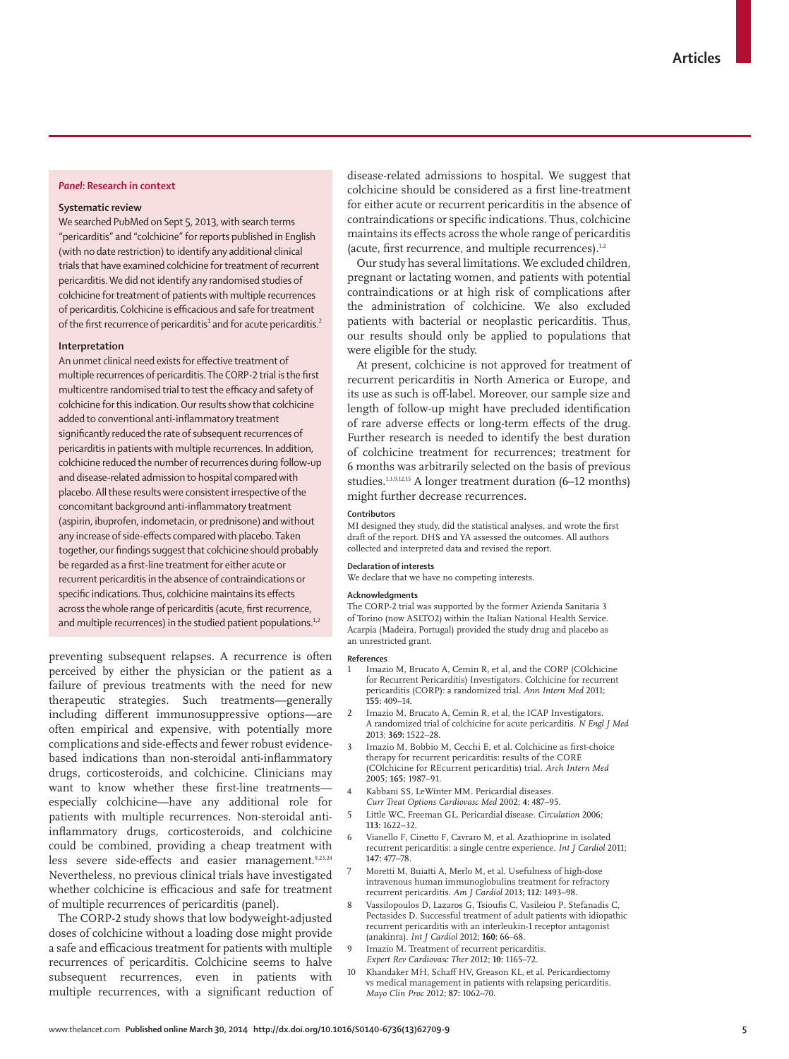### Panel: Research in context

#### Systematic review

We searched PubMed on Sept 5, 2013, with search terms "pericarditis" and "colchicine" for reports published in English (with no date restriction) to identify any additional clinical trials that have examined colchicine for treatment of recurrent pericarditis. We did not identify any randomised studies of colchicine for treatment of patients with multiple recurrences of pericarditis. Colchicine is efficacious and safe for treatment of the first recurrence of pericarditis[1] and for acute pericarditis.[2]

#### Interpretation

An unmet clinical need exists for effective treatment of multiple recurrences of pericarditis. The CORP-2 trial is the first multicentre randomised trial to test the efficacy and safety of colchicine for this indication. Our results show that colchicine added to conventional anti-inflammatory treatment significantly reduced the rate of subsequent recurrences of pericarditis in patients with multiple recurrences. In addition, colchicine reduced the number of recurrences during follow-up and disease-related admission to hospital compared with placebo. All these results were consistent irrespective of the concomitant background anti-inflammatory treatment (aspirin, ibuprofen, indometacin, or prednisone) and without any increase of side-effects compared with placebo. Taken together, our findings suggest that colchicine should probably be regarded as a first-line treatment for either acute or recurrent pericarditis in the absence of contraindications or specific indications. Thus, colchicine maintains its effects across the whole range of pericarditis (acute, first recurrence, and multiple recurrences) in the studied patient populations.[1,2]

preventing subsequent relapses. A recurrence is often perceived by either the physician or the patient as a failure of previous treatments with the need for new therapeutic strategies. Such treatments—generally including different immunosuppressive options—are often empirical and expensive, with potentially more complications and side-effects and fewer robust evidence-based indications than non-steroidal anti-inflammatory drugs, corticosteroids, and colchicine. Clinicians may want to know whether these first-line treatments—especially colchicine—have any additional role for patients with multiple recurrences. Non-steroidal anti-inflammatory drugs, corticosteroids, and colchicine could be combined, providing a cheap treatment with less severe side-effects and easier management.[9,23,24] Nevertheless, no previous clinical trials have investigated whether colchicine is efficacious and safe for treatment of multiple recurrences of pericarditis (panel).

The CORP-2 study shows that low bodyweight-adjusted doses of colchicine without a loading dose might provide a safe and efficacious treatment for patients with multiple recurrences of pericarditis. Colchicine seems to halve subsequent recurrences, even in patients with multiple recurrences, with a significant reduction of disease-related admissions to hospital. We suggest that colchicine should be considered as a first line-treatment for either acute or recurrent pericarditis in the absence of contraindications or specific indications. Thus, colchicine maintains its effects across the whole range of pericarditis (acute, first recurrence, and multiple recurrences).[1,2]

Our study has several limitations. We excluded children, pregnant or lactating women, and patients with potential contraindications or at high risk of complications after the administration of colchicine. We also excluded patients with bacterial or neoplastic pericarditis. Thus, our results should only be applied to populations that were eligible for the study.

At present, colchicine is not approved for treatment of recurrent pericarditis in North America or Europe, and its use as such is off-label. Moreover, our sample size and length of follow-up might have precluded identification of rare adverse effects or long-term effects of the drug. Further research is needed to identify the best duration of colchicine treatment for recurrences; treatment for 6 months was arbitrarily selected on the basis of previous studies.[1,3,9,12,15] A longer treatment duration (6–12 months) might further decrease recurrences.

#### Contributors

MI designed they study, did the statistical analyses, and wrote the first draft of the report. DHS and YA assessed the outcomes. All authors collected and interpreted data and revised the report.

#### Declaration of interests

We declare that we have no competing interests.

#### Acknowledgments

The CORP-2 trial was supported by the former Azienda Sanitaria 3 of Torino (now ASLTO2) within the Italian National Health Service. Acarpia (Madeira, Portugal) provided the study drug and placebo as an unrestricted grant.

#### References

1. Imazio M, Brucato A, Cemin R, et al, and the CORP (COlchicine for Recurrent Pericarditis) Investigators. Colchicine for recurrent pericarditis (CORP): a randomized trial. *Ann Intern Med* 2011; **155:** 409–14.
2. Imazio M, Brucato A, Cemin R, et al, the ICAP Investigators. A randomized trial of colchicine for acute pericarditis. *N Engl J Med* 2013; **369:** 1522–28.
3. Imazio M, Bobbio M, Cecchi E, et al. Colchicine as first-choice therapy for recurrent pericarditis: results of the CORE (COlchicine for REcurrent pericarditis) trial. *Arch Intern Med* 2005; **165:** 1987–91.
4. Kabbani SS, LeWinter MM. Pericardial diseases. *Curr Treat Options Cardiovasc Med* 2002; **4:** 487–95.
5. Little WC, Freeman GL. Pericardial disease. *Circulation* 2006; **113:** 1622–32.
6. Vianello F, Cinetto F, Cavraro M, et al. Azathioprine in isolated recurrent pericarditis: a single centre experience. *Int J Cardiol* 2011; **147:** 477–78.
7. Moretti M, Buiatti A, Merlo M, et al. Usefulness of high-dose intravenous human immunoglobulins treatment for refractory recurrent pericarditis. *Am J Cardiol* 2013; **112:** 1493–98.
8. Vassilopoulos D, Lazaros G, Tsioufis C, Vasileiou P, Stefanadis C, Pectasides D. Successful treatment of adult patients with idiopathic recurrent pericarditis with an interleukin-1 receptor antagonist (anakinra). *Int J Cardiol* 2012; **160:** 66–68.
9. Imazio M. Treatment of recurrent pericarditis. *Expert Rev Cardiovasc Ther* 2012; **10:** 1165–72.
10. Khandaker MH, Schaff HV, Greason KL, et al. Pericardiectomy vs medical management in patients with relapsing pericarditis. *Mayo Clin Proc* 2012; **87:** 1062–70.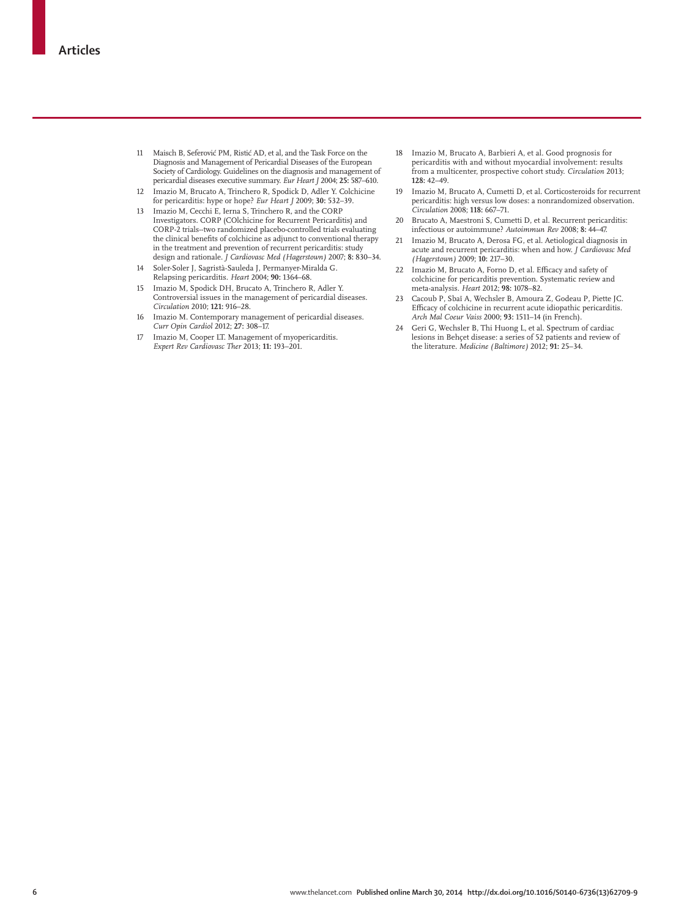11 Maisch B, Seferović PM, Ristić AD, et al, and the Task Force on the Diagnosis and Management of Pericardial Diseases of the European Society of Cardiology. Guidelines on the diagnosis and management of pericardial diseases executive summary. *Eur Heart J* 2004; **25:** 587–610.

12 Imazio M, Brucato A, Trinchero R, Spodick D, Adler Y. Colchicine for pericarditis: hype or hope? *Eur Heart J* 2009; **30:** 532–39.

13 Imazio M, Cecchi E, Ierna S, Trinchero R, and the CORP Investigators. CORP (COlchicine for Recurrent Pericarditis) and CORP-2 trials--two randomized placebo-controlled trials evaluating the clinical benefits of colchicine as adjunct to conventional therapy in the treatment and prevention of recurrent pericarditis: study design and rationale. *J Cardiovasc Med (Hagerstown)* 2007; **8:** 830–34.

14 Soler-Soler J, Sagristà-Sauleda J, Permanyer-Miralda G. Relapsing pericarditis. *Heart* 2004; **90:** 1364–68.

15 Imazio M, Spodick DH, Brucato A, Trinchero R, Adler Y. Controversial issues in the management of pericardial diseases. *Circulation* 2010; **121:** 916–28.

16 Imazio M. Contemporary management of pericardial diseases. *Curr Opin Cardiol* 2012; **27:** 308–17.

17 Imazio M, Cooper LT. Management of myopericarditis. *Expert Rev Cardiovasc Ther* 2013; **11:** 193–201.

18 Imazio M, Brucato A, Barbieri A, et al. Good prognosis for pericarditis with and without myocardial involvement: results from a multicenter, prospective cohort study. *Circulation* 2013; **128:** 42–49.

19 Imazio M, Brucato A, Cumetti D, et al. Corticosteroids for recurrent pericarditis: high versus low doses: a nonrandomized observation. *Circulation* 2008; **118:** 667–71.

20 Brucato A, Maestroni S, Cumetti D, et al. Recurrent pericarditis: infectious or autoimmune? *Autoimmun Rev* 2008; **8:** 44–47.

21 Imazio M, Brucato A, Derosa FG, et al. Aetiological diagnosis in acute and recurrent pericarditis: when and how. *J Cardiovasc Med (Hagerstown)* 2009; **10:** 217–30.

22 Imazio M, Brucato A, Forno D, et al. Efficacy and safety of colchicine for pericarditis prevention. Systematic review and meta-analysis. *Heart* 2012; **98:** 1078–82.

23 Cacoub P, Sbaï A, Wechsler B, Amoura Z, Godeau P, Piette JC. Efficacy of colchicine in recurrent acute idiopathic pericarditis. *Arch Mal Coeur Vaiss* 2000; **93:** 1511–14 (in French).

24 Geri G, Wechsler B, Thi Huong L, et al. Spectrum of cardiac lesions in Behçet disease: a series of 52 patients and review of the literature. *Medicine (Baltimore)* 2012; **91:** 25–34.